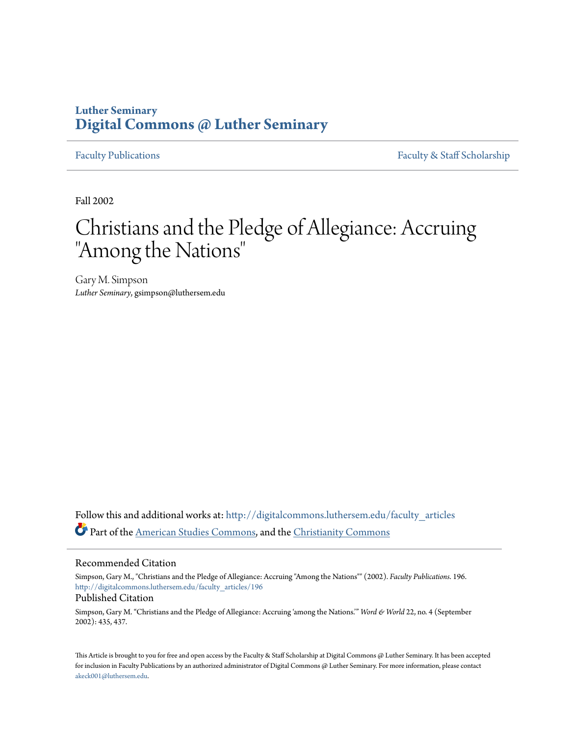Luther Seminary

**Digital Commons @ Luther Seminary**

Faculty Publications | Faculty & Staff Scholarship

Fall 2002

# Christians and the Pledge of Allegiance: Accruing "Among the Nations"

Gary M. Simpson

*Luther Seminary*, gsimpson@luthersem.edu

Follow this and additional works at: http://digitalcommons.luthersem.edu/faculty_articles

Part of the American Studies Commons, and the Christianity Commons

## Recommended Citation

Simpson, Gary M., "Christians and the Pledge of Allegiance: Accruing "Among the Nations"" (2002). *Faculty Publications*. 196. http://digitalcommons.luthersem.edu/faculty_articles/196

## Published Citation

Simpson, Gary M. "Christians and the Pledge of Allegiance: Accruing 'among the Nations.'" *Word & World* 22, no. 4 (September 2002): 435, 437.

This Article is brought to you for free and open access by the Faculty & Staff Scholarship at Digital Commons @ Luther Seminary. It has been accepted for inclusion in Faculty Publications by an authorized administrator of Digital Commons @ Luther Seminary. For more information, please contact akeck001@luthersem.edu.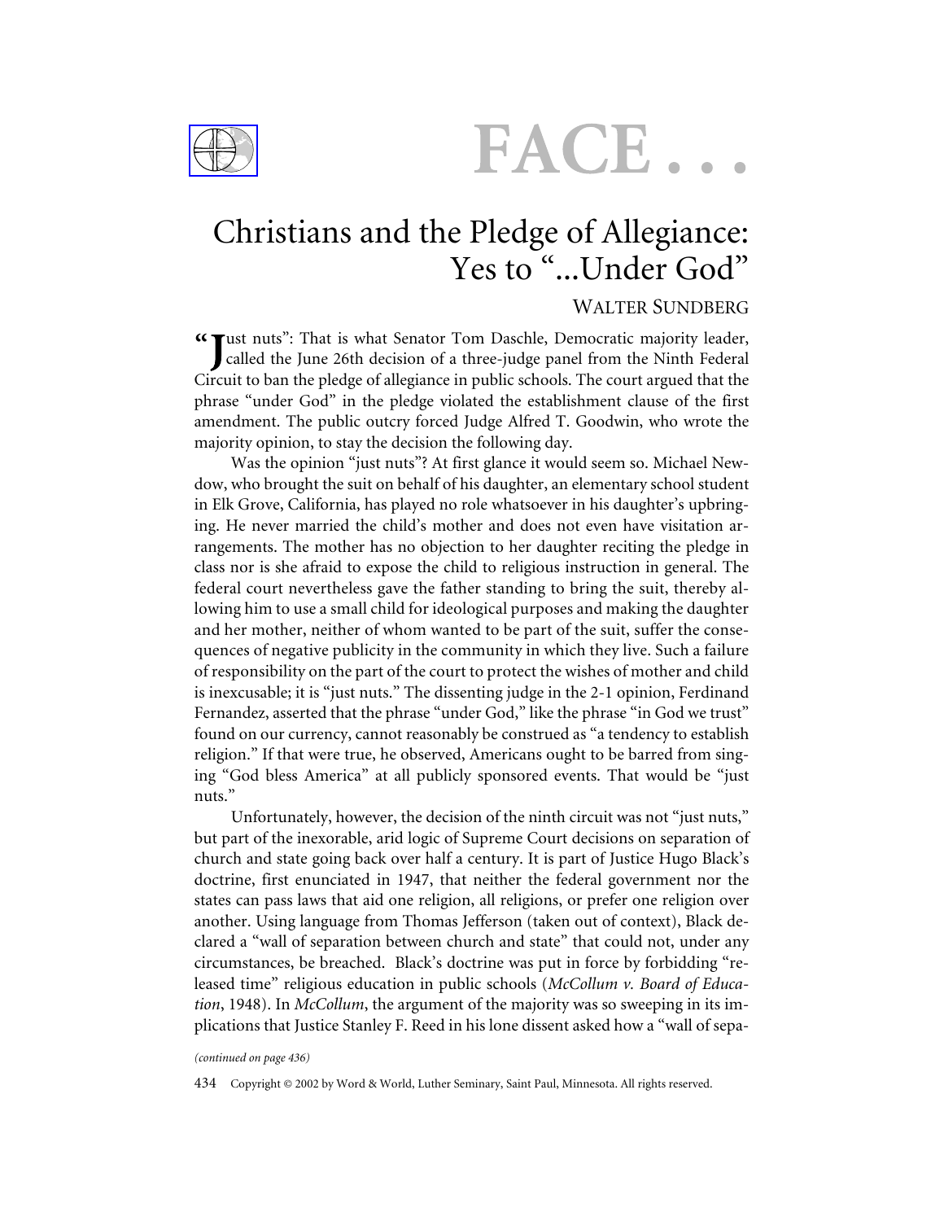# FACE . . .

## Christians and the Pledge of Allegiance: Yes to "...Under God"

### WALTER SUNDBERG

"Just nuts": That is what Senator Tom Daschle, Democratic majority leader, called the June 26th decision of a three-judge panel from the Ninth Federal Circuit to ban the pledge of allegiance in public schools. The court argued that the phrase "under God" in the pledge violated the establishment clause of the first amendment. The public outcry forced Judge Alfred T. Goodwin, who wrote the majority opinion, to stay the decision the following day.

Was the opinion "just nuts"? At first glance it would seem so. Michael Newdow, who brought the suit on behalf of his daughter, an elementary school student in Elk Grove, California, has played no role whatsoever in his daughter's upbringing. He never married the child's mother and does not even have visitation arrangements. The mother has no objection to her daughter reciting the pledge in class nor is she afraid to expose the child to religious instruction in general. The federal court nevertheless gave the father standing to bring the suit, thereby allowing him to use a small child for ideological purposes and making the daughter and her mother, neither of whom wanted to be part of the suit, suffer the consequences of negative publicity in the community in which they live. Such a failure of responsibility on the part of the court to protect the wishes of mother and child is inexcusable; it is "just nuts." The dissenting judge in the 2-1 opinion, Ferdinand Fernandez, asserted that the phrase "under God," like the phrase "in God we trust" found on our currency, cannot reasonably be construed as "a tendency to establish religion." If that were true, he observed, Americans ought to be barred from singing "God bless America" at all publicly sponsored events. That would be "just nuts."

Unfortunately, however, the decision of the ninth circuit was not "just nuts," but part of the inexorable, arid logic of Supreme Court decisions on separation of church and state going back over half a century. It is part of Justice Hugo Black's doctrine, first enunciated in 1947, that neither the federal government nor the states can pass laws that aid one religion, all religions, or prefer one religion over another. Using language from Thomas Jefferson (taken out of context), Black declared a "wall of separation between church and state" that could not, under any circumstances, be breached. Black's doctrine was put in force by forbidding "released time" religious education in public schools (*McCollum v. Board of Education*, 1948). In *McCollum*, the argument of the majority was so sweeping in its implications that Justice Stanley F. Reed in his lone dissent asked how a "wall of sepa-

*(continued on page 436)*

Copyright © 2002 by Word & World, Luther Seminary, Saint Paul, Minnesota. All rights reserved.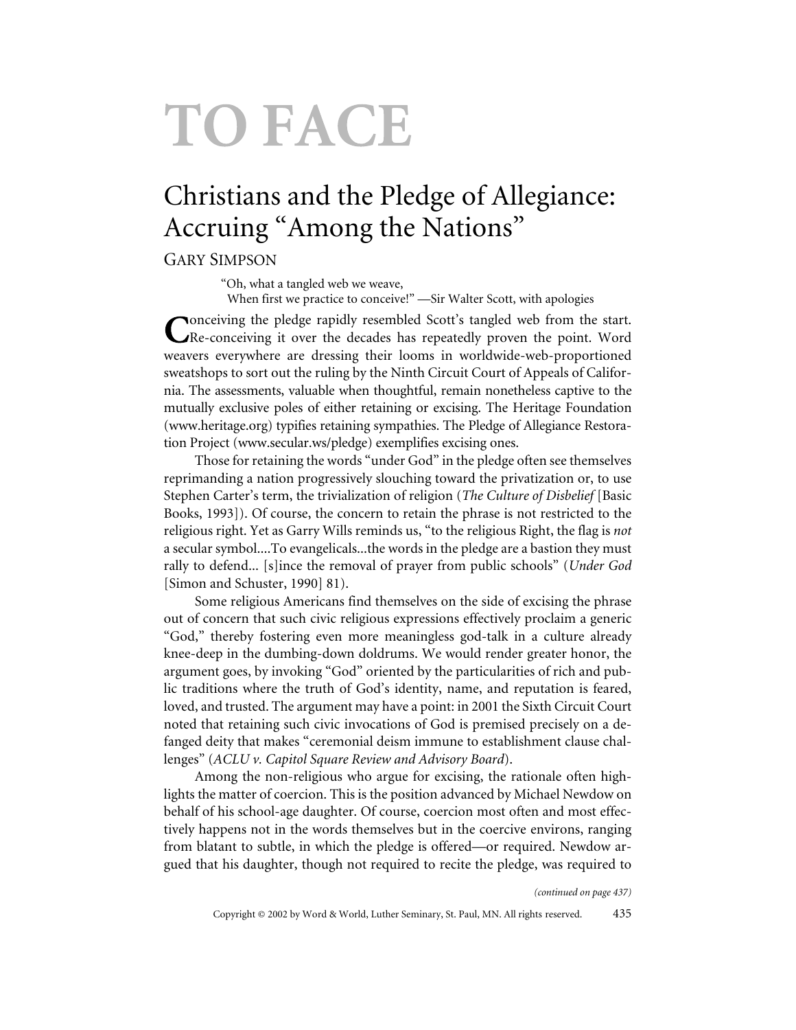# TO FACE

## Christians and the Pledge of Allegiance: Accruing "Among the Nations"

GARY SIMPSON

> "Oh, what a tangled web we weave,
> When first we practice to conceive!" —Sir Walter Scott, with apologies

Conceiving the pledge rapidly resembled Scott's tangled web from the start. Re-conceiving it over the decades has repeatedly proven the point. Word weavers everywhere are dressing their looms in worldwide-web-proportioned sweatshops to sort out the ruling by the Ninth Circuit Court of Appeals of California. The assessments, valuable when thoughtful, remain nonetheless captive to the mutually exclusive poles of either retaining or excising. The Heritage Foundation (www.heritage.org) typifies retaining sympathies. The Pledge of Allegiance Restoration Project (www.secular.ws/pledge) exemplifies excising ones.

Those for retaining the words "under God" in the pledge often see themselves reprimanding a nation progressively slouching toward the privatization or, to use Stephen Carter's term, the trivialization of religion (*The Culture of Disbelief* [Basic Books, 1993]). Of course, the concern to retain the phrase is not restricted to the religious right. Yet as Garry Wills reminds us, "to the religious Right, the flag is *not* a secular symbol....To evangelicals...the words in the pledge are a bastion they must rally to defend... [s]ince the removal of prayer from public schools" (*Under God* [Simon and Schuster, 1990] 81).

Some religious Americans find themselves on the side of excising the phrase out of concern that such civic religious expressions effectively proclaim a generic "God," thereby fostering even more meaningless god-talk in a culture already knee-deep in the dumbing-down doldrums. We would render greater honor, the argument goes, by invoking "God" oriented by the particularities of rich and public traditions where the truth of God's identity, name, and reputation is feared, loved, and trusted. The argument may have a point: in 2001 the Sixth Circuit Court noted that retaining such civic invocations of God is premised precisely on a defanged deity that makes "ceremonial deism immune to establishment clause challenges" (*ACLU v. Capitol Square Review and Advisory Board*).

Among the non-religious who argue for excising, the rationale often highlights the matter of coercion. This is the position advanced by Michael Newdow on behalf of his school-age daughter. Of course, coercion most often and most effectively happens not in the words themselves but in the coercive environs, ranging from blatant to subtle, in which the pledge is offered—or required. Newdow argued that his daughter, though not required to recite the pledge, was required to

*(continued on page 437)*

Copyright © 2002 by Word & World, Luther Seminary, St. Paul, MN. All rights reserved.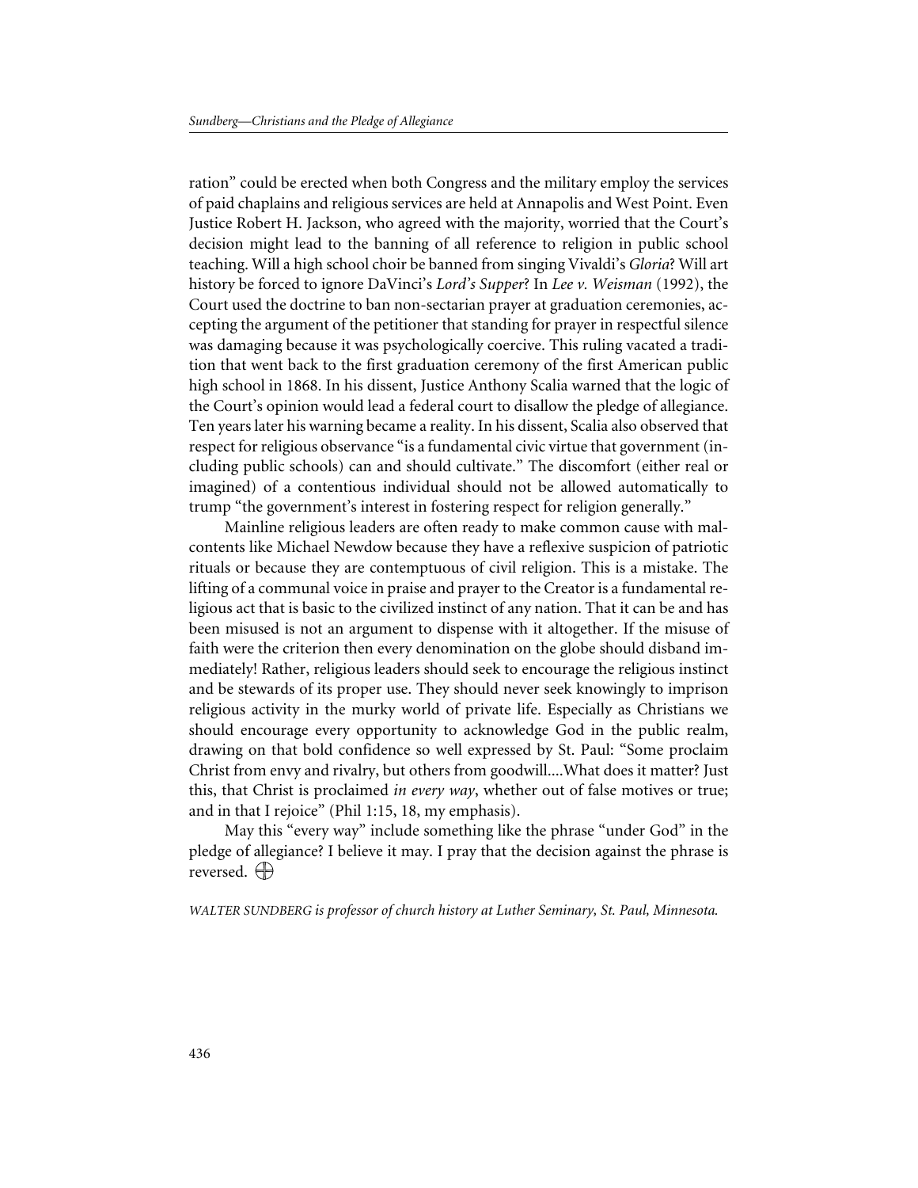ration" could be erected when both Congress and the military employ the services of paid chaplains and religious services are held at Annapolis and West Point. Even Justice Robert H. Jackson, who agreed with the majority, worried that the Court's decision might lead to the banning of all reference to religion in public school teaching. Will a high school choir be banned from singing Vivaldi's *Gloria*? Will art history be forced to ignore DaVinci's *Lord's Supper*? In *Lee v. Weisman* (1992), the Court used the doctrine to ban non-sectarian prayer at graduation ceremonies, accepting the argument of the petitioner that standing for prayer in respectful silence was damaging because it was psychologically coercive. This ruling vacated a tradition that went back to the first graduation ceremony of the first American public high school in 1868. In his dissent, Justice Anthony Scalia warned that the logic of the Court's opinion would lead a federal court to disallow the pledge of allegiance. Ten years later his warning became a reality. In his dissent, Scalia also observed that respect for religious observance "is a fundamental civic virtue that government (including public schools) can and should cultivate." The discomfort (either real or imagined) of a contentious individual should not be allowed automatically to trump "the government's interest in fostering respect for religion generally."

Mainline religious leaders are often ready to make common cause with malcontents like Michael Newdow because they have a reflexive suspicion of patriotic rituals or because they are contemptuous of civil religion. This is a mistake. The lifting of a communal voice in praise and prayer to the Creator is a fundamental religious act that is basic to the civilized instinct of any nation. That it can be and has been misused is not an argument to dispense with it altogether. If the misuse of faith were the criterion then every denomination on the globe should disband immediately! Rather, religious leaders should seek to encourage the religious instinct and be stewards of its proper use. They should never seek knowingly to imprison religious activity in the murky world of private life. Especially as Christians we should encourage every opportunity to acknowledge God in the public realm, drawing on that bold confidence so well expressed by St. Paul: "Some proclaim Christ from envy and rivalry, but others from goodwill....What does it matter? Just this, that Christ is proclaimed *in every way*, whether out of false motives or true; and in that I rejoice" (Phil 1:15, 18, my emphasis).

May this "every way" include something like the phrase "under God" in the pledge of allegiance? I believe it may. I pray that the decision against the phrase is reversed. ⊕

*WALTER SUNDBERG is professor of church history at Luther Seminary, St. Paul, Minnesota.*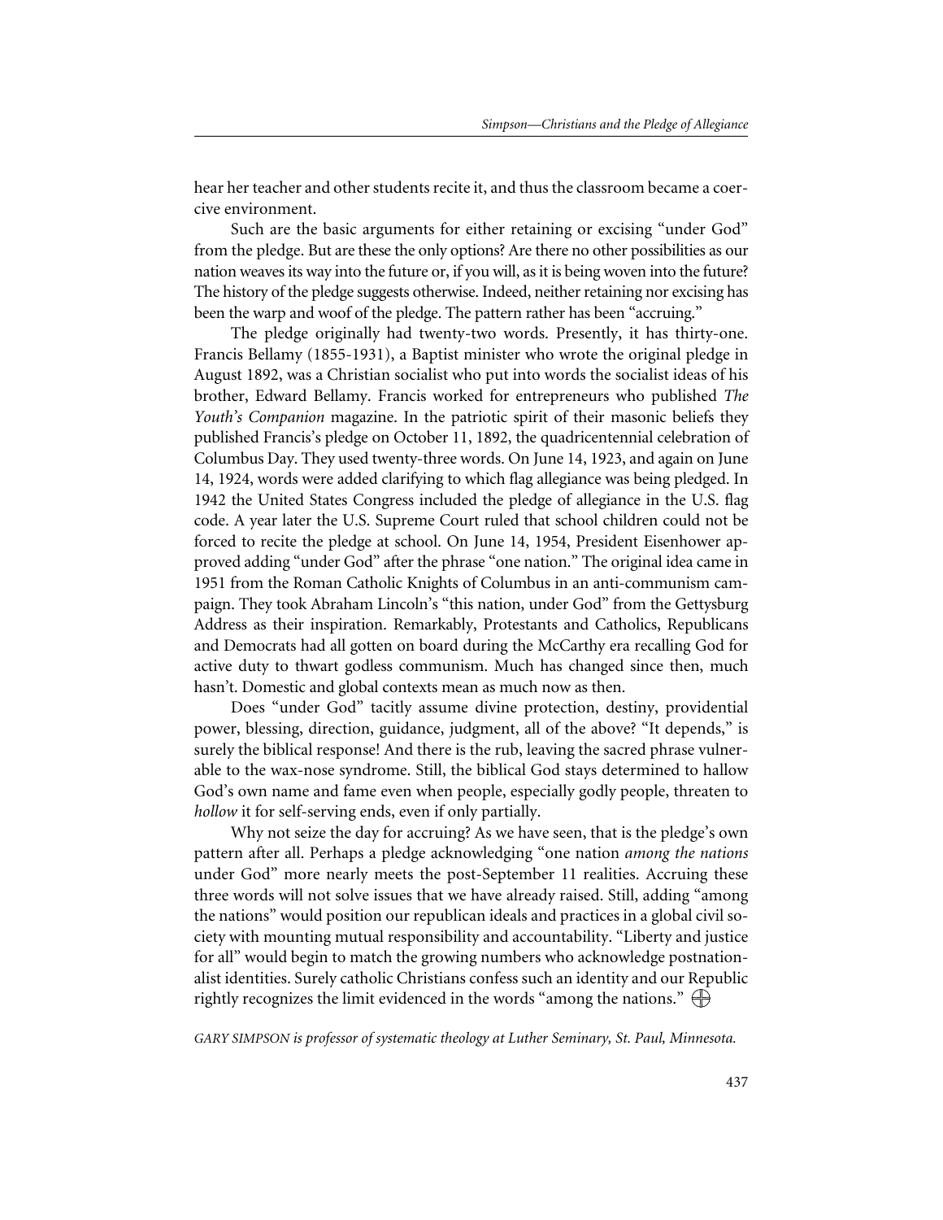hear her teacher and other students recite it, and thus the classroom became a coercive environment.

Such are the basic arguments for either retaining or excising "under God" from the pledge. But are these the only options? Are there no other possibilities as our nation weaves its way into the future or, if you will, as it is being woven into the future? The history of the pledge suggests otherwise. Indeed, neither retaining nor excising has been the warp and woof of the pledge. The pattern rather has been "accruing."

The pledge originally had twenty-two words. Presently, it has thirty-one. Francis Bellamy (1855-1931), a Baptist minister who wrote the original pledge in August 1892, was a Christian socialist who put into words the socialist ideas of his brother, Edward Bellamy. Francis worked for entrepreneurs who published *The Youth's Companion* magazine. In the patriotic spirit of their masonic beliefs they published Francis's pledge on October 11, 1892, the quadricentennial celebration of Columbus Day. They used twenty-three words. On June 14, 1923, and again on June 14, 1924, words were added clarifying to which flag allegiance was being pledged. In 1942 the United States Congress included the pledge of allegiance in the U.S. flag code. A year later the U.S. Supreme Court ruled that school children could not be forced to recite the pledge at school. On June 14, 1954, President Eisenhower approved adding "under God" after the phrase "one nation." The original idea came in 1951 from the Roman Catholic Knights of Columbus in an anti-communism campaign. They took Abraham Lincoln's "this nation, under God" from the Gettysburg Address as their inspiration. Remarkably, Protestants and Catholics, Republicans and Democrats had all gotten on board during the McCarthy era recalling God for active duty to thwart godless communism. Much has changed since then, much hasn't. Domestic and global contexts mean as much now as then.

Does "under God" tacitly assume divine protection, destiny, providential power, blessing, direction, guidance, judgment, all of the above? "It depends," is surely the biblical response! And there is the rub, leaving the sacred phrase vulnerable to the wax-nose syndrome. Still, the biblical God stays determined to hallow God's own name and fame even when people, especially godly people, threaten to *hollow* it for self-serving ends, even if only partially.

Why not seize the day for accruing? As we have seen, that is the pledge's own pattern after all. Perhaps a pledge acknowledging "one nation *among the nations* under God" more nearly meets the post-September 11 realities. Accruing these three words will not solve issues that we have already raised. Still, adding "among the nations" would position our republican ideals and practices in a global civil society with mounting mutual responsibility and accountability. "Liberty and justice for all" would begin to match the growing numbers who acknowledge postnationalist identities. Surely catholic Christians confess such an identity and our Republic rightly recognizes the limit evidenced in the words "among the nations." ⊕

*GARY SIMPSON is professor of systematic theology at Luther Seminary, St. Paul, Minnesota.*